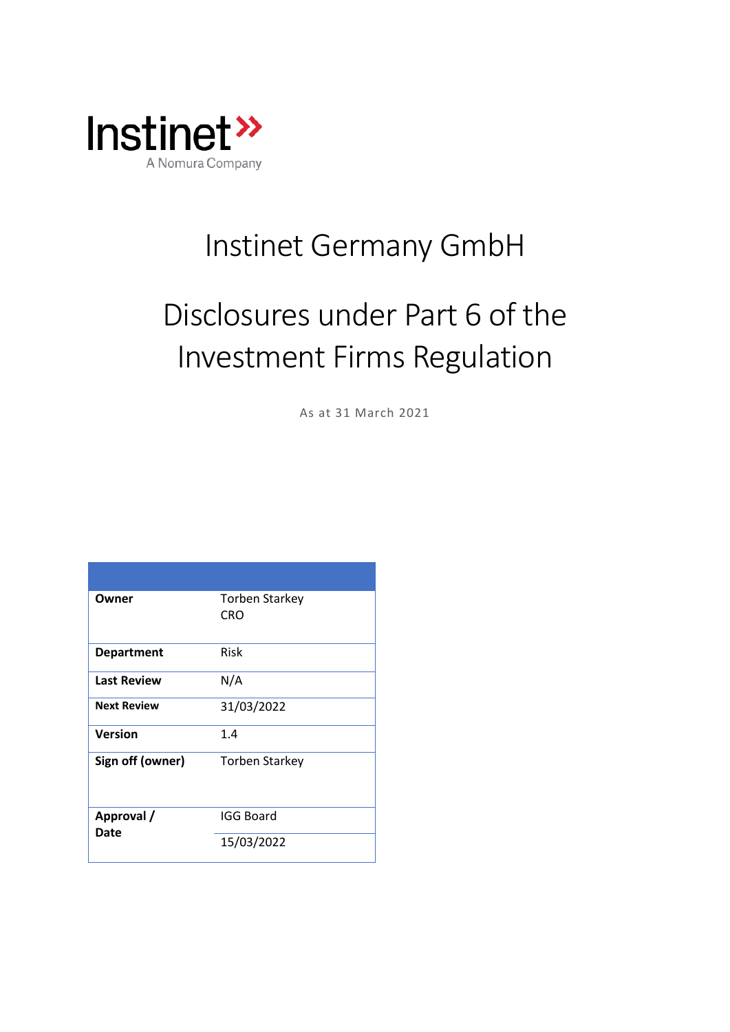Instinet
A Nomura Company

# Instinet Germany GmbH

# Disclosures under Part 6 of the Investment Firms Regulation

As at 31 March 2021

| | |
|---|---|
| **Owner** | Torben Starkey<br>CRO |
| **Department** | Risk |
| **Last Review** | N/A |
| **Next Review** | 31/03/2022 |
| **Version** | 1.4 |
| **Sign off (owner)** | Torben Starkey |
| **Approval / Date** | IGG Board<br>15/03/2022 |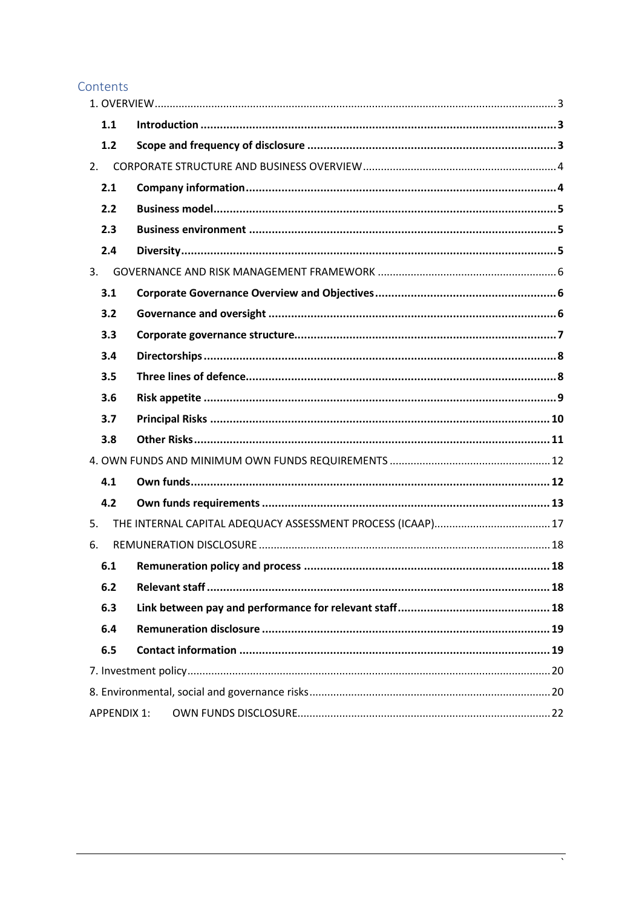## Contents

1. OVERVIEW ..... 3
   - **1.1 Introduction ..... 3**
   - **1.2 Scope and frequency of disclosure ..... 3**
2. CORPORATE STRUCTURE AND BUSINESS OVERVIEW ..... 4
   - **2.1 Company information ..... 4**
   - **2.2 Business model ..... 5**
   - **2.3 Business environment ..... 5**
   - **2.4 Diversity ..... 5**
3. GOVERNANCE AND RISK MANAGEMENT FRAMEWORK ..... 6
   - **3.1 Corporate Governance Overview and Objectives ..... 6**
   - **3.2 Governance and oversight ..... 6**
   - **3.3 Corporate governance structure ..... 7**
   - **3.4 Directorships ..... 8**
   - **3.5 Three lines of defence ..... 8**
   - **3.6 Risk appetite ..... 9**
   - **3.7 Principal Risks ..... 10**
   - **3.8 Other Risks ..... 11**
4. OWN FUNDS AND MINIMUM OWN FUNDS REQUIREMENTS ..... 12
   - **4.1 Own funds ..... 12**
   - **4.2 Own funds requirements ..... 13**
5. THE INTERNAL CAPITAL ADEQUACY ASSESSMENT PROCESS (ICAAP) ..... 17
6. REMUNERATION DISCLOSURE ..... 18
   - **6.1 Remuneration policy and process ..... 18**
   - **6.2 Relevant staff ..... 18**
   - **6.3 Link between pay and performance for relevant staff ..... 18**
   - **6.4 Remuneration disclosure ..... 19**
   - **6.5 Contact information ..... 19**
7. Investment policy ..... 20
8. Environmental, social and governance risks ..... 20

APPENDIX 1: OWN FUNDS DISCLOSURE ..... 22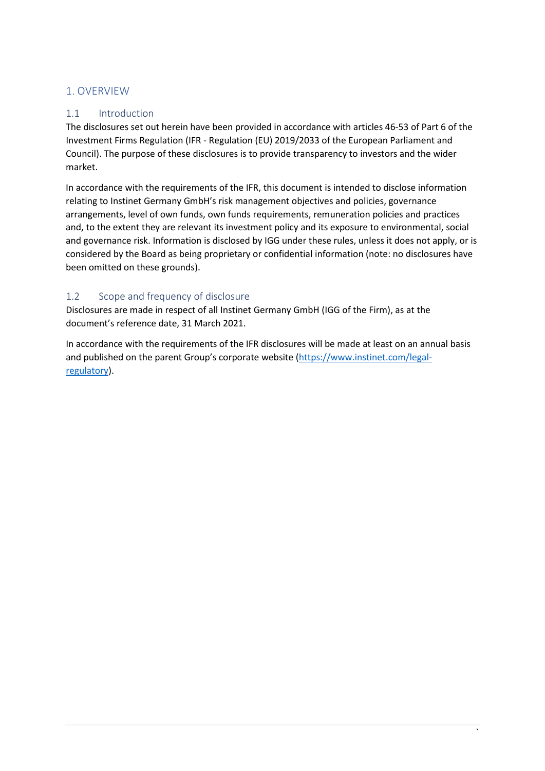# 1. OVERVIEW

## 1.1 Introduction

The disclosures set out herein have been provided in accordance with articles 46-53 of Part 6 of the Investment Firms Regulation (IFR - Regulation (EU) 2019/2033 of the European Parliament and Council). The purpose of these disclosures is to provide transparency to investors and the wider market.

In accordance with the requirements of the IFR, this document is intended to disclose information relating to Instinet Germany GmbH's risk management objectives and policies, governance arrangements, level of own funds, own funds requirements, remuneration policies and practices and, to the extent they are relevant its investment policy and its exposure to environmental, social and governance risk. Information is disclosed by IGG under these rules, unless it does not apply, or is considered by the Board as being proprietary or confidential information (note: no disclosures have been omitted on these grounds).

## 1.2 Scope and frequency of disclosure

Disclosures are made in respect of all Instinet Germany GmbH (IGG of the Firm), as at the document's reference date, 31 March 2021.

In accordance with the requirements of the IFR disclosures will be made at least on an annual basis and published on the parent Group's corporate website ([https://www.instinet.com/legal-regulatory](https://www.instinet.com/legal-regulatory)).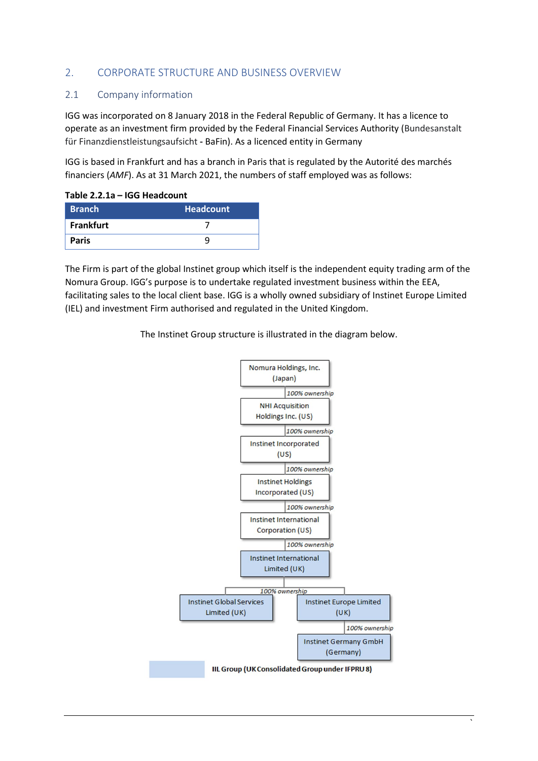## 2. CORPORATE STRUCTURE AND BUSINESS OVERVIEW

### 2.1 Company information

IGG was incorporated on 8 January 2018 in the Federal Republic of Germany. It has a licence to operate as an investment firm provided by the Federal Financial Services Authority (Bundesanstalt für Finanzdienstleistungsaufsicht - BaFin). As a licenced entity in Germany

IGG is based in Frankfurt and has a branch in Paris that is regulated by the Autorité des marchés financiers (*AMF*). As at 31 March 2021, the numbers of staff employed was as follows:

**Table 2.2.1a – IGG Headcount**

| Branch | Headcount |
|---|---|
| **Frankfurt** | 7 |
| **Paris** | 9 |

The Firm is part of the global Instinet group which itself is the independent equity trading arm of the Nomura Group. IGG's purpose is to undertake regulated investment business within the EEA, facilitating sales to the local client base. IGG is a wholly owned subsidiary of Instinet Europe Limited (IEL) and investment Firm authorised and regulated in the United Kingdom.

The Instinet Group structure is illustrated in the diagram below.

- Nomura Holdings, Inc. (Japan)
  - *100% ownership* → NHI Acquisition Holdings Inc. (US)
    - *100% ownership* → Instinet Incorporated (US)
      - *100% ownership* → Instinet Holdings Incorporated (US)
        - *100% ownership* → Instinet International Corporation (US)
          - *100% ownership* → Instinet International Limited (UK)
            - *100% ownership* → Instinet Global Services Limited (UK)
            - *100% ownership* → Instinet Europe Limited (UK)
              - *100% ownership* → Instinet Germany GmbH (Germany)

**IIL Group (UK Consolidated Group under IFPRU 8)**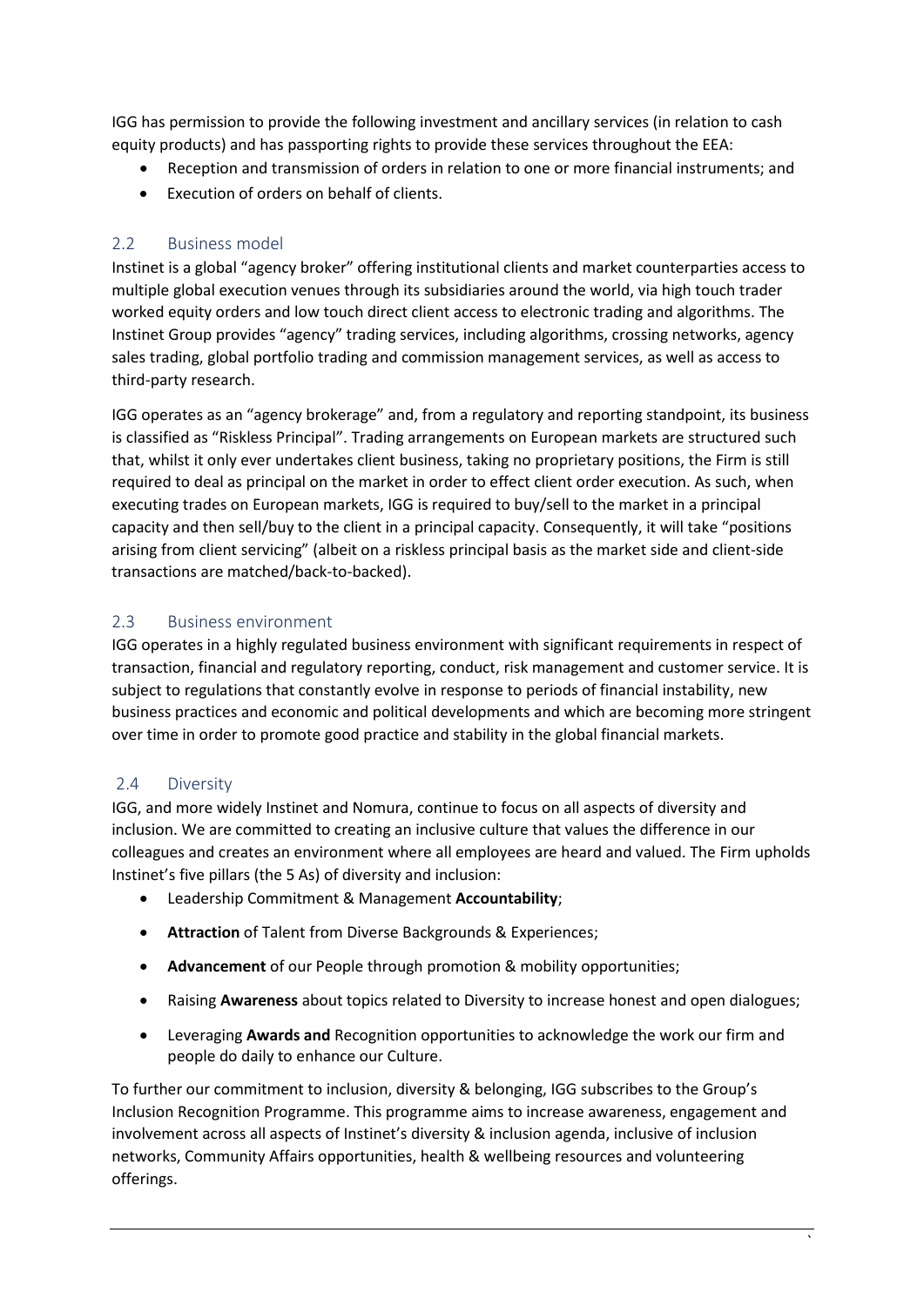IGG has permission to provide the following investment and ancillary services (in relation to cash equity products) and has passporting rights to provide these services throughout the EEA:

- Reception and transmission of orders in relation to one or more financial instruments; and
- Execution of orders on behalf of clients.

## 2.2 Business model

Instinet is a global "agency broker" offering institutional clients and market counterparties access to multiple global execution venues through its subsidiaries around the world, via high touch trader worked equity orders and low touch direct client access to electronic trading and algorithms. The Instinet Group provides "agency" trading services, including algorithms, crossing networks, agency sales trading, global portfolio trading and commission management services, as well as access to third-party research.

IGG operates as an "agency brokerage" and, from a regulatory and reporting standpoint, its business is classified as "Riskless Principal". Trading arrangements on European markets are structured such that, whilst it only ever undertakes client business, taking no proprietary positions, the Firm is still required to deal as principal on the market in order to effect client order execution. As such, when executing trades on European markets, IGG is required to buy/sell to the market in a principal capacity and then sell/buy to the client in a principal capacity. Consequently, it will take "positions arising from client servicing" (albeit on a riskless principal basis as the market side and client-side transactions are matched/back-to-backed).

## 2.3 Business environment

IGG operates in a highly regulated business environment with significant requirements in respect of transaction, financial and regulatory reporting, conduct, risk management and customer service. It is subject to regulations that constantly evolve in response to periods of financial instability, new business practices and economic and political developments and which are becoming more stringent over time in order to promote good practice and stability in the global financial markets.

## 2.4 Diversity

IGG, and more widely Instinet and Nomura, continue to focus on all aspects of diversity and inclusion. We are committed to creating an inclusive culture that values the difference in our colleagues and creates an environment where all employees are heard and valued. The Firm upholds Instinet's five pillars (the 5 As) of diversity and inclusion:

- Leadership Commitment & Management **Accountability**;
- **Attraction** of Talent from Diverse Backgrounds & Experiences;
- **Advancement** of our People through promotion & mobility opportunities;
- Raising **Awareness** about topics related to Diversity to increase honest and open dialogues;
- Leveraging **Awards and** Recognition opportunities to acknowledge the work our firm and people do daily to enhance our Culture.

To further our commitment to inclusion, diversity & belonging, IGG subscribes to the Group's Inclusion Recognition Programme. This programme aims to increase awareness, engagement and involvement across all aspects of Instinet's diversity & inclusion agenda, inclusive of inclusion networks, Community Affairs opportunities, health & wellbeing resources and volunteering offerings.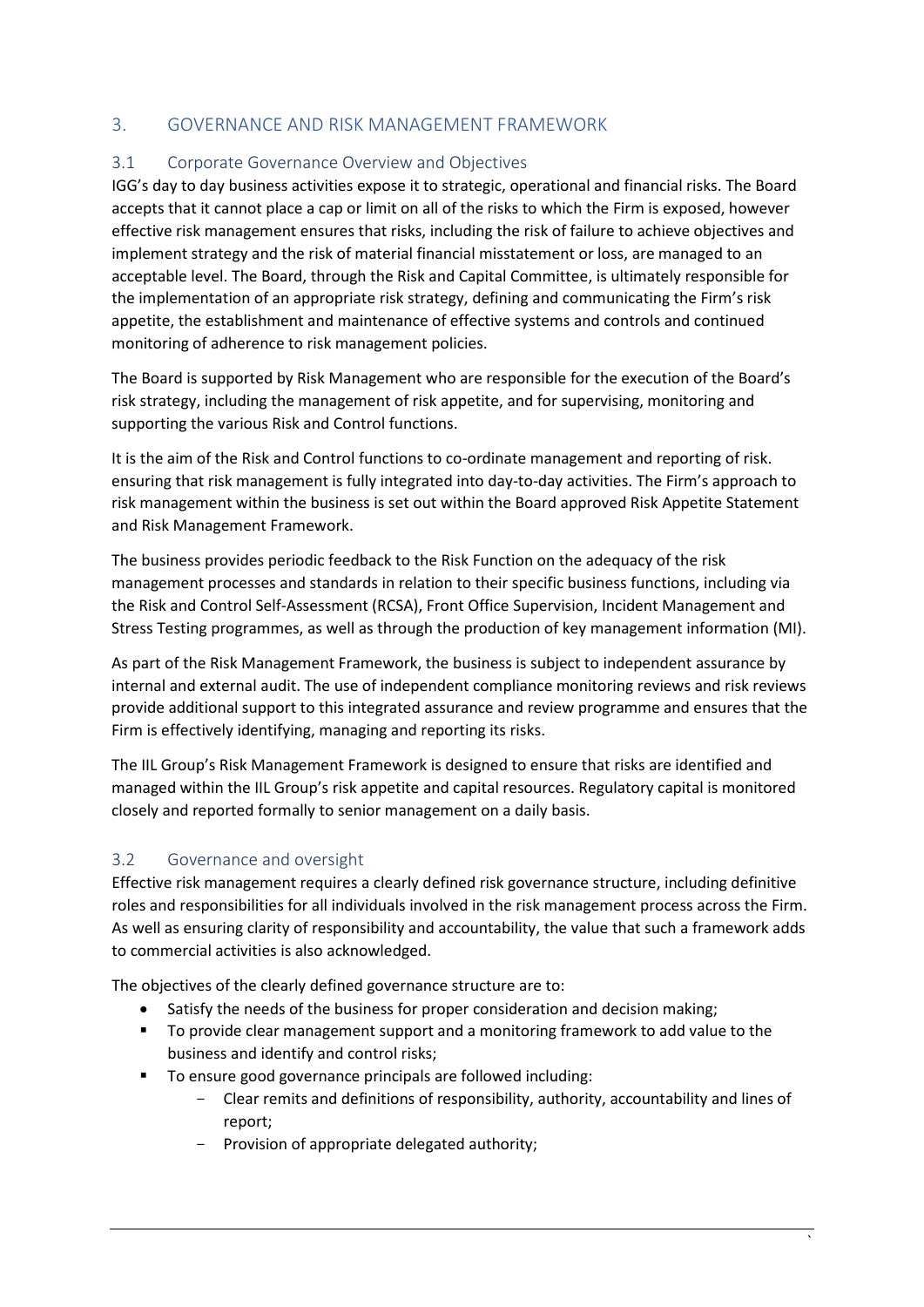## 3. GOVERNANCE AND RISK MANAGEMENT FRAMEWORK

### 3.1 Corporate Governance Overview and Objectives

IGG's day to day business activities expose it to strategic, operational and financial risks. The Board accepts that it cannot place a cap or limit on all of the risks to which the Firm is exposed, however effective risk management ensures that risks, including the risk of failure to achieve objectives and implement strategy and the risk of material financial misstatement or loss, are managed to an acceptable level. The Board, through the Risk and Capital Committee, is ultimately responsible for the implementation of an appropriate risk strategy, defining and communicating the Firm's risk appetite, the establishment and maintenance of effective systems and controls and continued monitoring of adherence to risk management policies.

The Board is supported by Risk Management who are responsible for the execution of the Board's risk strategy, including the management of risk appetite, and for supervising, monitoring and supporting the various Risk and Control functions.

It is the aim of the Risk and Control functions to co-ordinate management and reporting of risk. ensuring that risk management is fully integrated into day-to-day activities. The Firm's approach to risk management within the business is set out within the Board approved Risk Appetite Statement and Risk Management Framework.

The business provides periodic feedback to the Risk Function on the adequacy of the risk management processes and standards in relation to their specific business functions, including via the Risk and Control Self-Assessment (RCSA), Front Office Supervision, Incident Management and Stress Testing programmes, as well as through the production of key management information (MI).

As part of the Risk Management Framework, the business is subject to independent assurance by internal and external audit. The use of independent compliance monitoring reviews and risk reviews provide additional support to this integrated assurance and review programme and ensures that the Firm is effectively identifying, managing and reporting its risks.

The IIL Group's Risk Management Framework is designed to ensure that risks are identified and managed within the IIL Group's risk appetite and capital resources. Regulatory capital is monitored closely and reported formally to senior management on a daily basis.

### 3.2 Governance and oversight

Effective risk management requires a clearly defined risk governance structure, including definitive roles and responsibilities for all individuals involved in the risk management process across the Firm. As well as ensuring clarity of responsibility and accountability, the value that such a framework adds to commercial activities is also acknowledged.

The objectives of the clearly defined governance structure are to:

- Satisfy the needs of the business for proper consideration and decision making;
- To provide clear management support and a monitoring framework to add value to the business and identify and control risks;
- To ensure good governance principals are followed including:
  - Clear remits and definitions of responsibility, authority, accountability and lines of report;
  - Provision of appropriate delegated authority;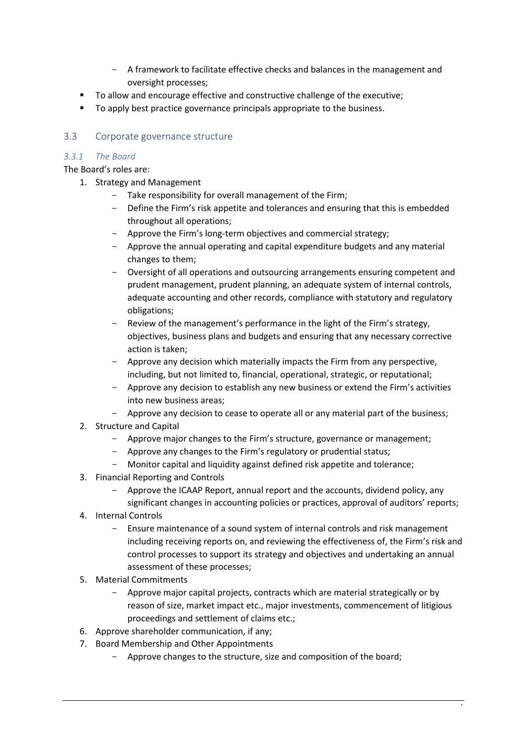- A framework to facilitate effective checks and balances in the management and oversight processes;
- To allow and encourage effective and constructive challenge of the executive;
- To apply best practice governance principals appropriate to the business.

## 3.3 Corporate governance structure

### *3.3.1 The Board*

The Board's roles are:

1. Strategy and Management
   - Take responsibility for overall management of the Firm;
   - Define the Firm's risk appetite and tolerances and ensuring that this is embedded throughout all operations;
   - Approve the Firm's long-term objectives and commercial strategy;
   - Approve the annual operating and capital expenditure budgets and any material changes to them;
   - Oversight of all operations and outsourcing arrangements ensuring competent and prudent management, prudent planning, an adequate system of internal controls, adequate accounting and other records, compliance with statutory and regulatory obligations;
   - Review of the management's performance in the light of the Firm's strategy, objectives, business plans and budgets and ensuring that any necessary corrective action is taken;
   - Approve any decision which materially impacts the Firm from any perspective, including, but not limited to, financial, operational, strategic, or reputational;
   - Approve any decision to establish any new business or extend the Firm's activities into new business areas;
   - Approve any decision to cease to operate all or any material part of the business;
2. Structure and Capital
   - Approve major changes to the Firm's structure, governance or management;
   - Approve any changes to the Firm's regulatory or prudential status;
   - Monitor capital and liquidity against defined risk appetite and tolerance;
3. Financial Reporting and Controls
   - Approve the ICAAP Report, annual report and the accounts, dividend policy, any significant changes in accounting policies or practices, approval of auditors' reports;
4. Internal Controls
   - Ensure maintenance of a sound system of internal controls and risk management including receiving reports on, and reviewing the effectiveness of, the Firm's risk and control processes to support its strategy and objectives and undertaking an annual assessment of these processes;
5. Material Commitments
   - Approve major capital projects, contracts which are material strategically or by reason of size, market impact etc., major investments, commencement of litigious proceedings and settlement of claims etc.;
6. Approve shareholder communication, if any;
7. Board Membership and Other Appointments
   - Approve changes to the structure, size and composition of the board;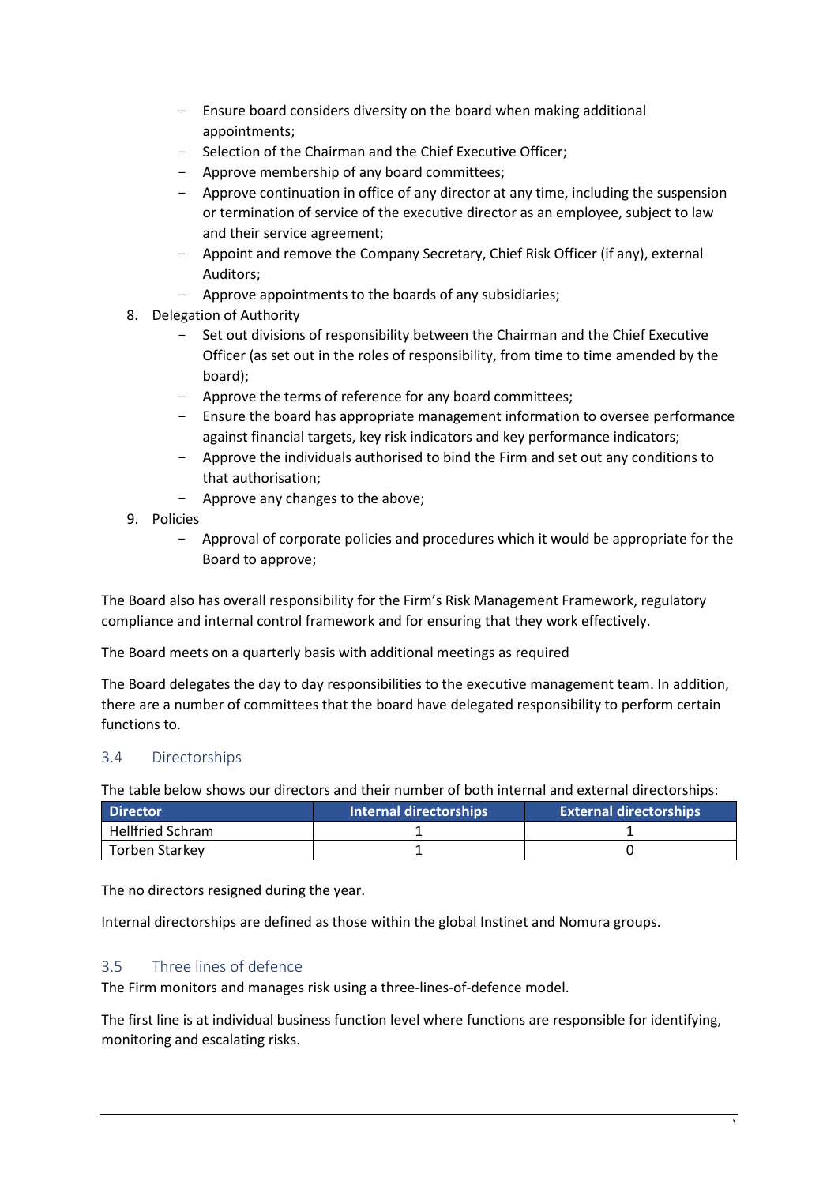- Ensure board considers diversity on the board when making additional appointments;
  - Selection of the Chairman and the Chief Executive Officer;
  - Approve membership of any board committees;
  - Approve continuation in office of any director at any time, including the suspension or termination of service of the executive director as an employee, subject to law and their service agreement;
  - Appoint and remove the Company Secretary, Chief Risk Officer (if any), external Auditors;
  - Approve appointments to the boards of any subsidiaries;
8. Delegation of Authority
  - Set out divisions of responsibility between the Chairman and the Chief Executive Officer (as set out in the roles of responsibility, from time to time amended by the board);
  - Approve the terms of reference for any board committees;
  - Ensure the board has appropriate management information to oversee performance against financial targets, key risk indicators and key performance indicators;
  - Approve the individuals authorised to bind the Firm and set out any conditions to that authorisation;
  - Approve any changes to the above;
9. Policies
  - Approval of corporate policies and procedures which it would be appropriate for the Board to approve;

The Board also has overall responsibility for the Firm's Risk Management Framework, regulatory compliance and internal control framework and for ensuring that they work effectively.

The Board meets on a quarterly basis with additional meetings as required

The Board delegates the day to day responsibilities to the executive management team. In addition, there are a number of committees that the board have delegated responsibility to perform certain functions to.

### 3.4 Directorships

The table below shows our directors and their number of both internal and external directorships:

| Director | Internal directorships | External directorships |
|---|---|---|
| Hellfried Schram | 1 | 1 |
| Torben Starkey | 1 | 0 |

The no directors resigned during the year.

Internal directorships are defined as those within the global Instinet and Nomura groups.

### 3.5 Three lines of defence

The Firm monitors and manages risk using a three-lines-of-defence model.

The first line is at individual business function level where functions are responsible for identifying, monitoring and escalating risks.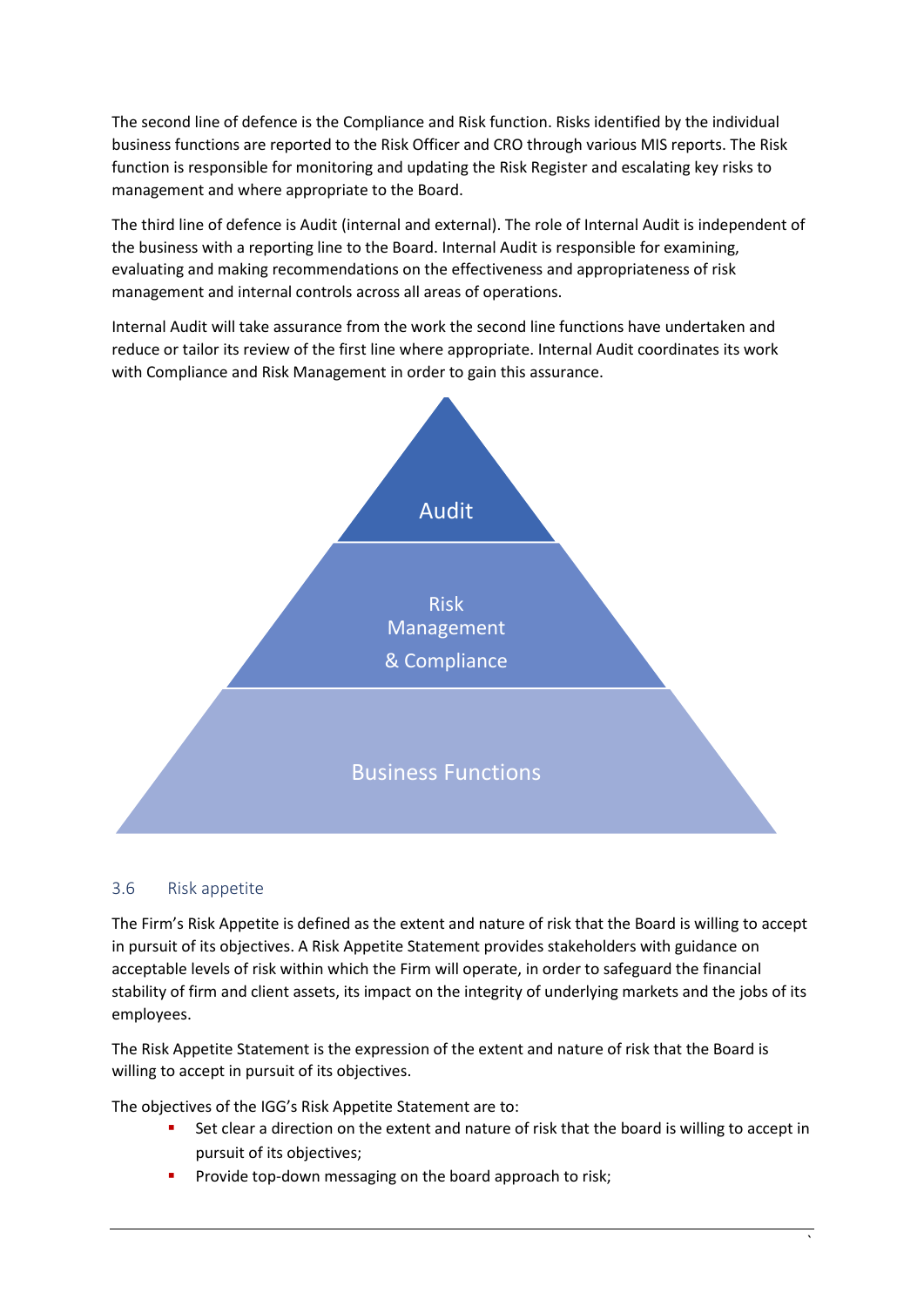The second line of defence is the Compliance and Risk function. Risks identified by the individual business functions are reported to the Risk Officer and CRO through various MIS reports. The Risk function is responsible for monitoring and updating the Risk Register and escalating key risks to management and where appropriate to the Board.

The third line of defence is Audit (internal and external). The role of Internal Audit is independent of the business with a reporting line to the Board. Internal Audit is responsible for examining, evaluating and making recommendations on the effectiveness and appropriateness of risk management and internal controls across all areas of operations.

Internal Audit will take assurance from the work the second line functions have undertaken and reduce or tailor its review of the first line where appropriate. Internal Audit coordinates its work with Compliance and Risk Management in order to gain this assurance.

Audit

Risk Management & Compliance

Business Functions

### 3.6 Risk appetite

The Firm's Risk Appetite is defined as the extent and nature of risk that the Board is willing to accept in pursuit of its objectives. A Risk Appetite Statement provides stakeholders with guidance on acceptable levels of risk within which the Firm will operate, in order to safeguard the financial stability of firm and client assets, its impact on the integrity of underlying markets and the jobs of its employees.

The Risk Appetite Statement is the expression of the extent and nature of risk that the Board is willing to accept in pursuit of its objectives.

The objectives of the IGG's Risk Appetite Statement are to:

- Set clear a direction on the extent and nature of risk that the board is willing to accept in pursuit of its objectives;
- Provide top-down messaging on the board approach to risk;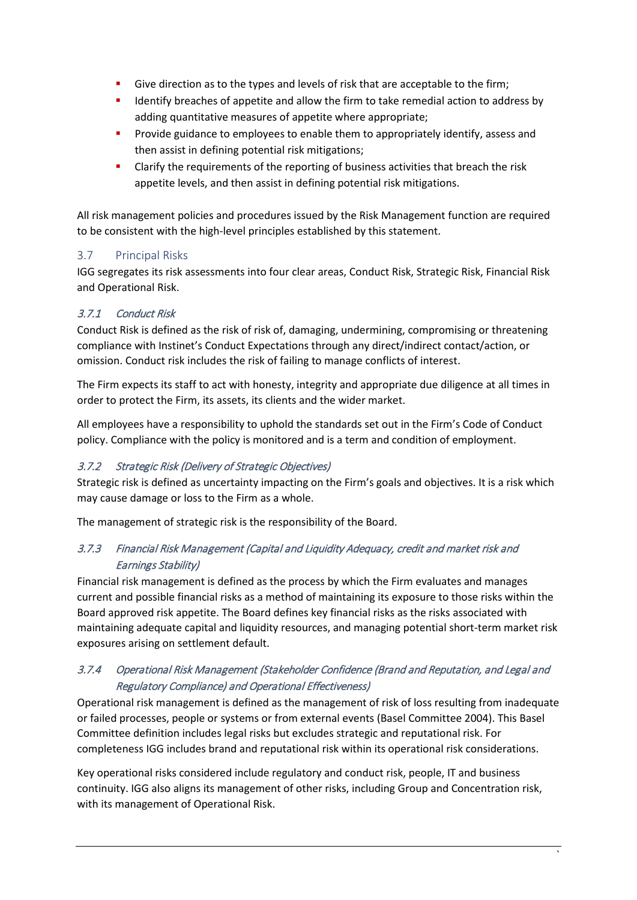- Give direction as to the types and levels of risk that are acceptable to the firm;
- Identify breaches of appetite and allow the firm to take remedial action to address by adding quantitative measures of appetite where appropriate;
- Provide guidance to employees to enable them to appropriately identify, assess and then assist in defining potential risk mitigations;
- Clarify the requirements of the reporting of business activities that breach the risk appetite levels, and then assist in defining potential risk mitigations.

All risk management policies and procedures issued by the Risk Management function are required to be consistent with the high-level principles established by this statement.

## 3.7 Principal Risks

IGG segregates its risk assessments into four clear areas, Conduct Risk, Strategic Risk, Financial Risk and Operational Risk.

### *3.7.1 Conduct Risk*

Conduct Risk is defined as the risk of risk of, damaging, undermining, compromising or threatening compliance with Instinet's Conduct Expectations through any direct/indirect contact/action, or omission. Conduct risk includes the risk of failing to manage conflicts of interest.

The Firm expects its staff to act with honesty, integrity and appropriate due diligence at all times in order to protect the Firm, its assets, its clients and the wider market.

All employees have a responsibility to uphold the standards set out in the Firm's Code of Conduct policy. Compliance with the policy is monitored and is a term and condition of employment.

### *3.7.2 Strategic Risk (Delivery of Strategic Objectives)*

Strategic risk is defined as uncertainty impacting on the Firm's goals and objectives. It is a risk which may cause damage or loss to the Firm as a whole.

The management of strategic risk is the responsibility of the Board.

### *3.7.3 Financial Risk Management (Capital and Liquidity Adequacy, credit and market risk and Earnings Stability)*

Financial risk management is defined as the process by which the Firm evaluates and manages current and possible financial risks as a method of maintaining its exposure to those risks within the Board approved risk appetite. The Board defines key financial risks as the risks associated with maintaining adequate capital and liquidity resources, and managing potential short-term market risk exposures arising on settlement default.

### *3.7.4 Operational Risk Management (Stakeholder Confidence (Brand and Reputation, and Legal and Regulatory Compliance) and Operational Effectiveness)*

Operational risk management is defined as the management of risk of loss resulting from inadequate or failed processes, people or systems or from external events (Basel Committee 2004). This Basel Committee definition includes legal risks but excludes strategic and reputational risk. For completeness IGG includes brand and reputational risk within its operational risk considerations.

Key operational risks considered include regulatory and conduct risk, people, IT and business continuity. IGG also aligns its management of other risks, including Group and Concentration risk, with its management of Operational Risk.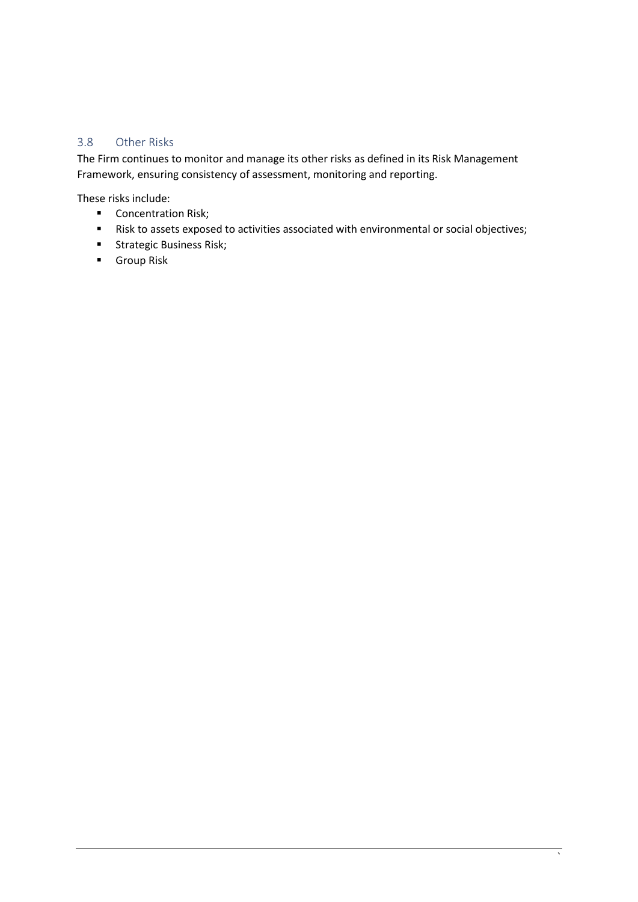## 3.8 Other Risks

The Firm continues to monitor and manage its other risks as defined in its Risk Management Framework, ensuring consistency of assessment, monitoring and reporting.

These risks include:

- Concentration Risk;
- Risk to assets exposed to activities associated with environmental or social objectives;
- Strategic Business Risk;
- Group Risk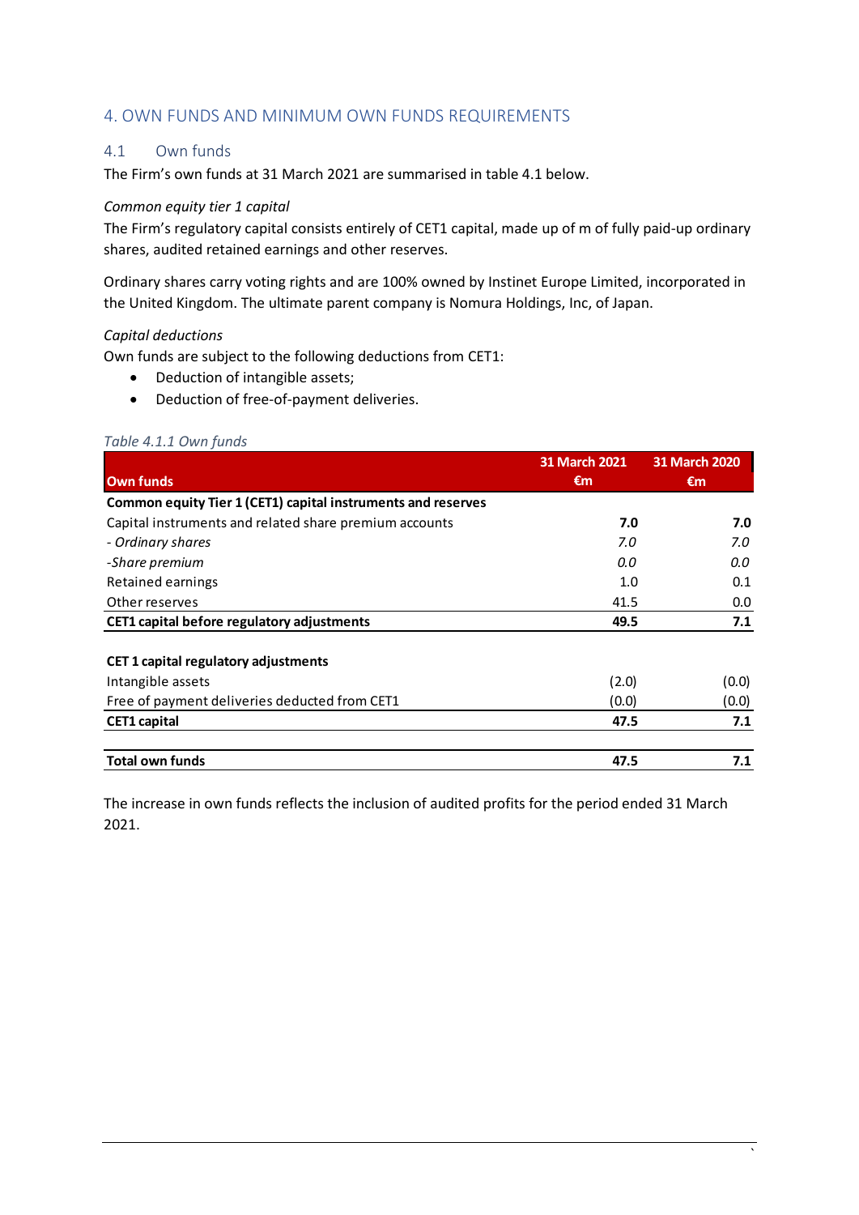## 4. OWN FUNDS AND MINIMUM OWN FUNDS REQUIREMENTS

### 4.1 Own funds

The Firm's own funds at 31 March 2021 are summarised in table 4.1 below.

*Common equity tier 1 capital*

The Firm's regulatory capital consists entirely of CET1 capital, made up of m of fully paid-up ordinary shares, audited retained earnings and other reserves.

Ordinary shares carry voting rights and are 100% owned by Instinet Europe Limited, incorporated in the United Kingdom. The ultimate parent company is Nomura Holdings, Inc, of Japan.

*Capital deductions*

Own funds are subject to the following deductions from CET1:

- Deduction of intangible assets;
- Deduction of free-of-payment deliveries.

*Table 4.1.1 Own funds*

| Own funds | 31 March 2021 €m | 31 March 2020 €m |
|---|---|---|
| **Common equity Tier 1 (CET1) capital instruments and reserves** | | |
| Capital instruments and related share premium accounts | **7.0** | **7.0** |
| *- Ordinary shares* | *7.0* | *7.0* |
| *-Share premium* | *0.0* | *0.0* |
| Retained earnings | 1.0 | 0.1 |
| Other reserves | 41.5 | 0.0 |
| **CET1 capital before regulatory adjustments** | **49.5** | **7.1** |
| | | |
| **CET 1 capital regulatory adjustments** | | |
| Intangible assets | (2.0) | (0.0) |
| Free of payment deliveries deducted from CET1 | (0.0) | (0.0) |
| **CET1 capital** | **47.5** | **7.1** |
| | | |
| **Total own funds** | **47.5** | **7.1** |

The increase in own funds reflects the inclusion of audited profits for the period ended 31 March 2021.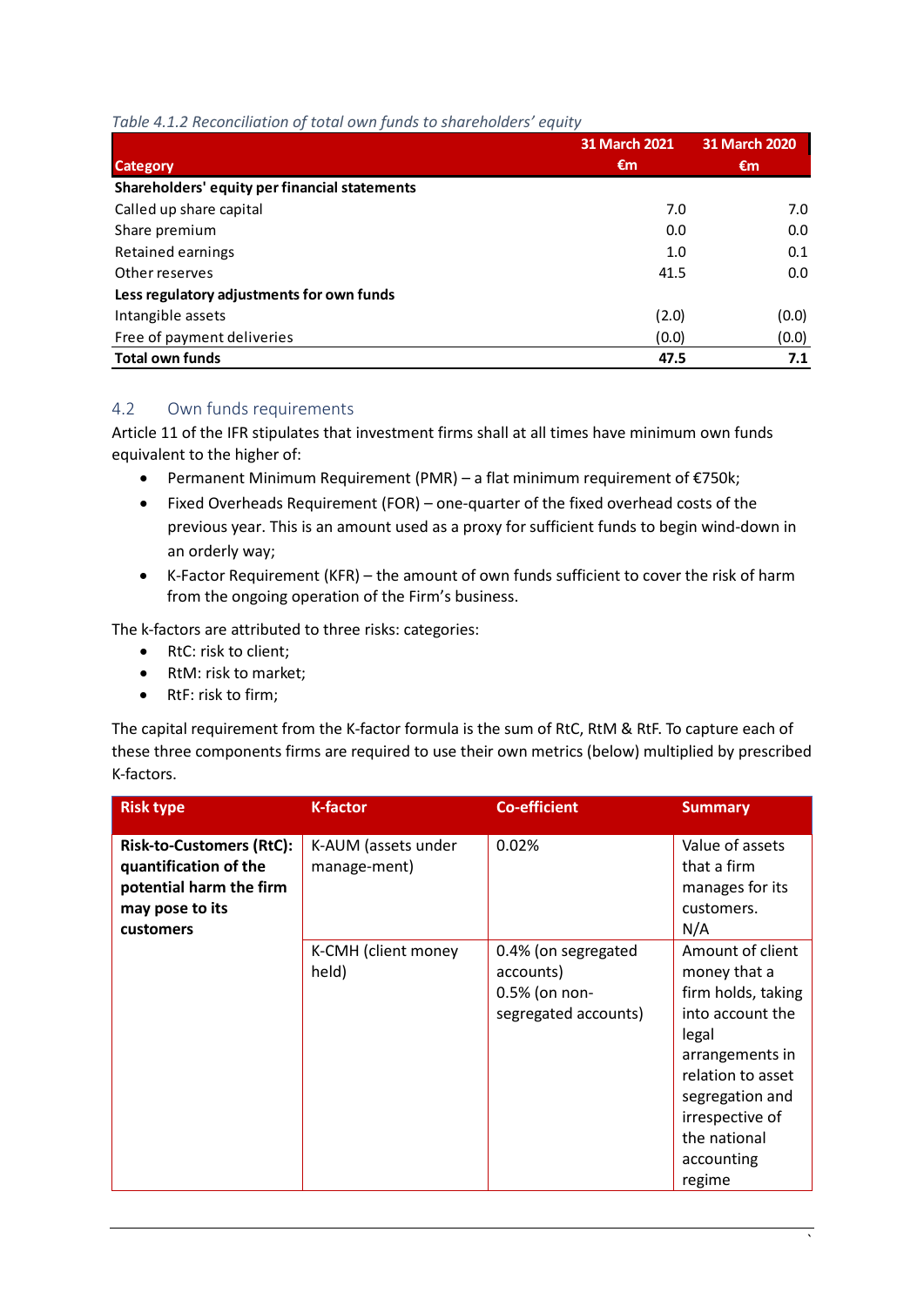*Table 4.1.2 Reconciliation of total own funds to shareholders' equity*

| Category | 31 March 2021 €m | 31 March 2020 €m |
|---|---|---|
| **Shareholders' equity per financial statements** | | |
| Called up share capital | 7.0 | 7.0 |
| Share premium | 0.0 | 0.0 |
| Retained earnings | 1.0 | 0.1 |
| Other reserves | 41.5 | 0.0 |
| **Less regulatory adjustments for own funds** | | |
| Intangible assets | (2.0) | (0.0) |
| Free of payment deliveries | (0.0) | (0.0) |
| **Total own funds** | **47.5** | **7.1** |

## 4.2 Own funds requirements

Article 11 of the IFR stipulates that investment firms shall at all times have minimum own funds equivalent to the higher of:

- Permanent Minimum Requirement (PMR) – a flat minimum requirement of €750k;
- Fixed Overheads Requirement (FOR) – one-quarter of the fixed overhead costs of the previous year. This is an amount used as a proxy for sufficient funds to begin wind-down in an orderly way;
- K-Factor Requirement (KFR) – the amount of own funds sufficient to cover the risk of harm from the ongoing operation of the Firm's business.

The k-factors are attributed to three risks: categories:

- RtC: risk to client;
- RtM: risk to market;
- RtF: risk to firm;

The capital requirement from the K-factor formula is the sum of RtC, RtM & RtF. To capture each of these three components firms are required to use their own metrics (below) multiplied by prescribed K-factors.

| Risk type | K-factor | Co-efficient | Summary |
|---|---|---|---|
| **Risk-to-Customers (RtC): quantification of the potential harm the firm may pose to its customers** | K-AUM (assets under manage-ment) | 0.02% | Value of assets that a firm manages for its customers. N/A |
| | K-CMH (client money held) | 0.4% (on segregated accounts) 0.5% (on non-segregated accounts) | Amount of client money that a firm holds, taking into account the legal arrangements in relation to asset segregation and irrespective of the national accounting regime |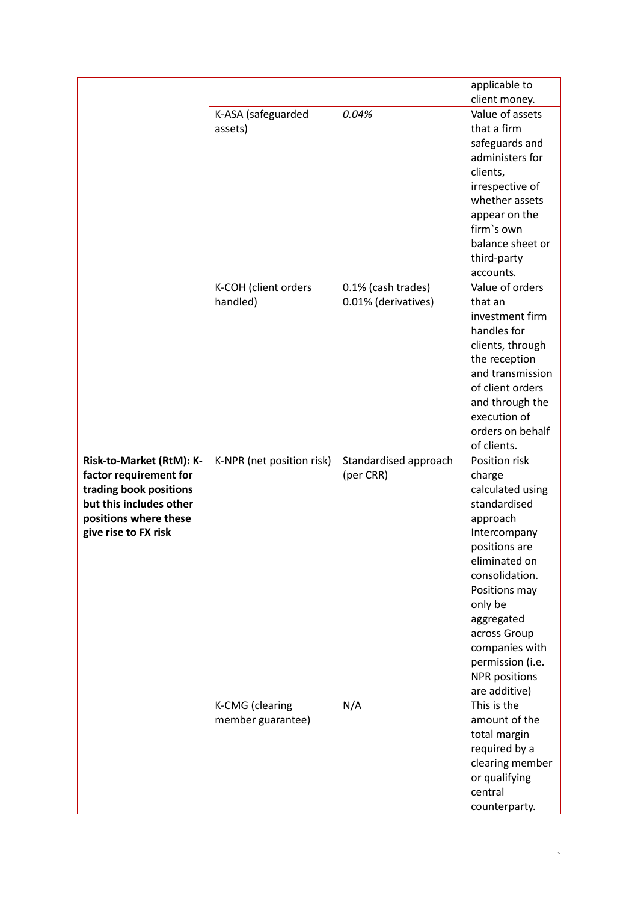| | | | |
|---|---|---|---|
| | | | applicable to client money. |
| | K-ASA (safeguarded assets) | *0.04%* | Value of assets that a firm safeguards and administers for clients, irrespective of whether assets appear on the firm`s own balance sheet or third-party accounts. |
| | K-COH (client orders handled) | 0.1% (cash trades) 0.01% (derivatives) | Value of orders that an investment firm handles for clients, through the reception and transmission of client orders and through the execution of orders on behalf of clients. |
| **Risk-to-Market (RtM): K-factor requirement for trading book positions but this includes other positions where these give rise to FX risk** | K-NPR (net position risk) | Standardised approach (per CRR) | Position risk charge calculated using standardised approach Intercompany positions are eliminated on consolidation. Positions may only be aggregated across Group companies with permission (i.e. NPR positions are additive) |
| | K-CMG (clearing member guarantee) | N/A | This is the amount of the total margin required by a clearing member or qualifying central counterparty. |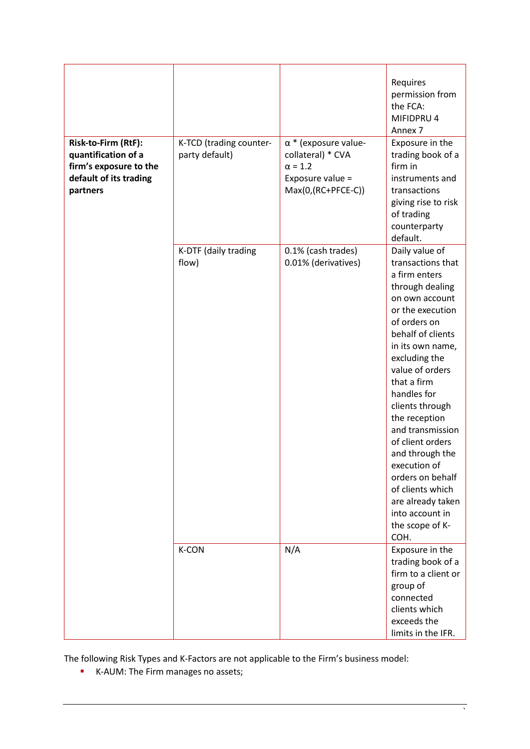| | | | |
|---|---|---|---|
| | | | Requires permission from the FCA: MIFIDPRU 4 Annex 7 |
| **Risk-to-Firm (RtF): quantification of a firm's exposure to the default of its trading partners** | K-TCD (trading counter-party default) | $\alpha$ * (exposure value-collateral) * CVA<br>$\alpha = 1.2$<br>Exposure value = Max(0,(RC+PFCE-C)) | Exposure in the trading book of a firm in instruments and transactions giving rise to risk of trading counterparty default. |
| | K-DTF (daily trading flow) | 0.1% (cash trades)<br>0.01% (derivatives) | Daily value of transactions that a firm enters through dealing on own account or the execution of orders on behalf of clients in its own name, excluding the value of orders that a firm handles for clients through the reception and transmission of client orders and through the execution of orders on behalf of clients which are already taken into account in the scope of K-COH. |
| | K-CON | N/A | Exposure in the trading book of a firm to a client or group of connected clients which exceeds the limits in the IFR. |

The following Risk Types and K-Factors are not applicable to the Firm's business model:

- K-AUM: The Firm manages no assets;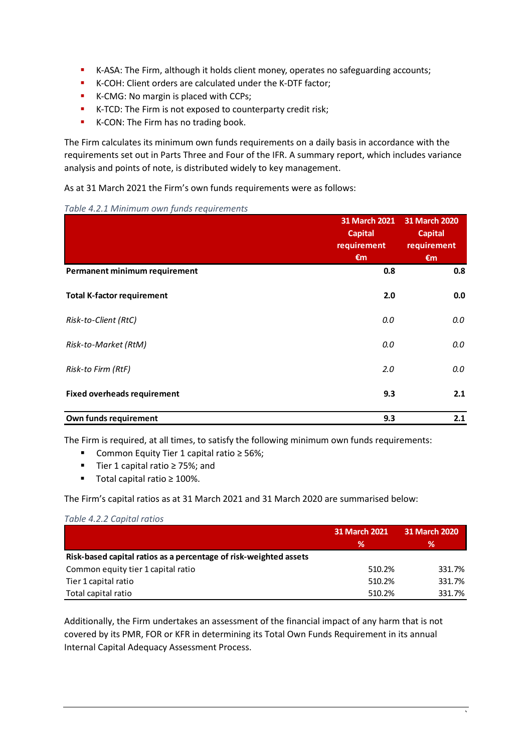- K-ASA: The Firm, although it holds client money, operates no safeguarding accounts;
- K-COH: Client orders are calculated under the K-DTF factor;
- K-CMG: No margin is placed with CCPs;
- K-TCD: The Firm is not exposed to counterparty credit risk;
- K-CON: The Firm has no trading book.

The Firm calculates its minimum own funds requirements on a daily basis in accordance with the requirements set out in Parts Three and Four of the IFR. A summary report, which includes variance analysis and points of note, is distributed widely to key management.

As at 31 March 2021 the Firm's own funds requirements were as follows:

*Table 4.2.1 Minimum own funds requirements*

| | 31 March 2021 Capital requirement €m | 31 March 2020 Capital requirement €m |
|---|---|---|
| **Permanent minimum requirement** | **0.8** | **0.8** |
| **Total K-factor requirement** | **2.0** | **0.0** |
| *Risk-to-Client (RtC)* | *0.0* | *0.0* |
| *Risk-to-Market (RtM)* | *0.0* | *0.0* |
| *Risk-to Firm (RtF)* | *2.0* | *0.0* |
| **Fixed overheads requirement** | **9.3** | **2.1** |
| **Own funds requirement** | **9.3** | **2.1** |

The Firm is required, at all times, to satisfy the following minimum own funds requirements:

- Common Equity Tier 1 capital ratio ≥ 56%;
- Tier 1 capital ratio ≥ 75%; and
- Total capital ratio ≥ 100%.

The Firm's capital ratios as at 31 March 2021 and 31 March 2020 are summarised below:

*Table 4.2.2 Capital ratios*

| | 31 March 2021 % | 31 March 2020 % |
|---|---|---|
| **Risk-based capital ratios as a percentage of risk-weighted assets** | | |
| Common equity tier 1 capital ratio | 510.2% | 331.7% |
| Tier 1 capital ratio | 510.2% | 331.7% |
| Total capital ratio | 510.2% | 331.7% |

Additionally, the Firm undertakes an assessment of the financial impact of any harm that is not covered by its PMR, FOR or KFR in determining its Total Own Funds Requirement in its annual Internal Capital Adequacy Assessment Process.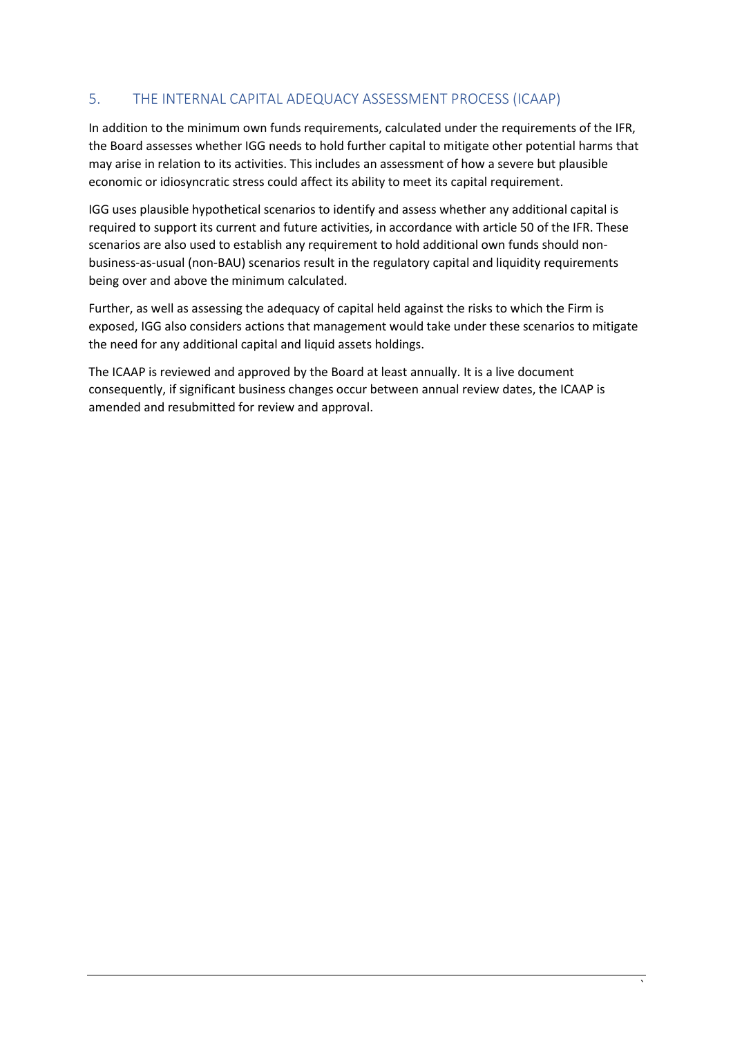## 5. THE INTERNAL CAPITAL ADEQUACY ASSESSMENT PROCESS (ICAAP)

In addition to the minimum own funds requirements, calculated under the requirements of the IFR, the Board assesses whether IGG needs to hold further capital to mitigate other potential harms that may arise in relation to its activities. This includes an assessment of how a severe but plausible economic or idiosyncratic stress could affect its ability to meet its capital requirement.

IGG uses plausible hypothetical scenarios to identify and assess whether any additional capital is required to support its current and future activities, in accordance with article 50 of the IFR. These scenarios are also used to establish any requirement to hold additional own funds should non-business-as-usual (non-BAU) scenarios result in the regulatory capital and liquidity requirements being over and above the minimum calculated.

Further, as well as assessing the adequacy of capital held against the risks to which the Firm is exposed, IGG also considers actions that management would take under these scenarios to mitigate the need for any additional capital and liquid assets holdings.

The ICAAP is reviewed and approved by the Board at least annually. It is a live document consequently, if significant business changes occur between annual review dates, the ICAAP is amended and resubmitted for review and approval.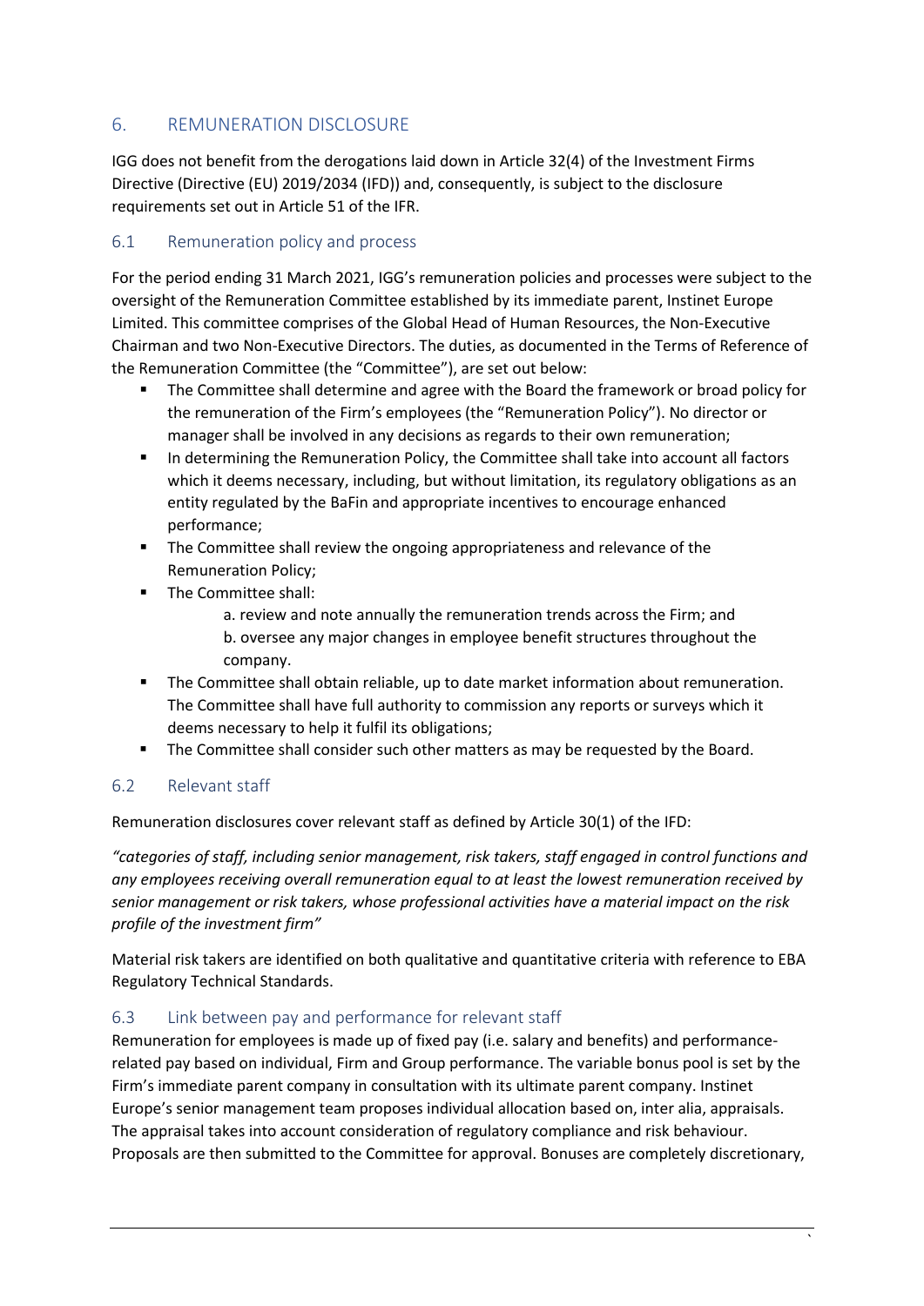## 6. REMUNERATION DISCLOSURE

IGG does not benefit from the derogations laid down in Article 32(4) of the Investment Firms Directive (Directive (EU) 2019/2034 (IFD)) and, consequently, is subject to the disclosure requirements set out in Article 51 of the IFR.

### 6.1 Remuneration policy and process

For the period ending 31 March 2021, IGG's remuneration policies and processes were subject to the oversight of the Remuneration Committee established by its immediate parent, Instinet Europe Limited. This committee comprises of the Global Head of Human Resources, the Non-Executive Chairman and two Non-Executive Directors. The duties, as documented in the Terms of Reference of the Remuneration Committee (the "Committee"), are set out below:

- The Committee shall determine and agree with the Board the framework or broad policy for the remuneration of the Firm's employees (the "Remuneration Policy"). No director or manager shall be involved in any decisions as regards to their own remuneration;
- In determining the Remuneration Policy, the Committee shall take into account all factors which it deems necessary, including, but without limitation, its regulatory obligations as an entity regulated by the BaFin and appropriate incentives to encourage enhanced performance;
- The Committee shall review the ongoing appropriateness and relevance of the Remuneration Policy;
- The Committee shall:
  - a. review and note annually the remuneration trends across the Firm; and
  - b. oversee any major changes in employee benefit structures throughout the company.
- The Committee shall obtain reliable, up to date market information about remuneration. The Committee shall have full authority to commission any reports or surveys which it deems necessary to help it fulfil its obligations;
- The Committee shall consider such other matters as may be requested by the Board.

### 6.2 Relevant staff

Remuneration disclosures cover relevant staff as defined by Article 30(1) of the IFD:

*"categories of staff, including senior management, risk takers, staff engaged in control functions and any employees receiving overall remuneration equal to at least the lowest remuneration received by senior management or risk takers, whose professional activities have a material impact on the risk profile of the investment firm"*

Material risk takers are identified on both qualitative and quantitative criteria with reference to EBA Regulatory Technical Standards.

### 6.3 Link between pay and performance for relevant staff

Remuneration for employees is made up of fixed pay (i.e. salary and benefits) and performance-related pay based on individual, Firm and Group performance. The variable bonus pool is set by the Firm's immediate parent company in consultation with its ultimate parent company. Instinet Europe's senior management team proposes individual allocation based on, inter alia, appraisals. The appraisal takes into account consideration of regulatory compliance and risk behaviour. Proposals are then submitted to the Committee for approval. Bonuses are completely discretionary,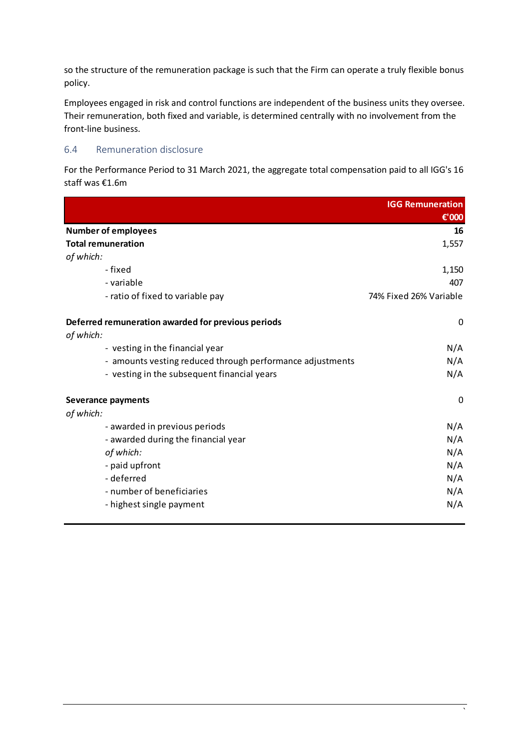so the structure of the remuneration package is such that the Firm can operate a truly flexible bonus policy.

Employees engaged in risk and control functions are independent of the business units they oversee. Their remuneration, both fixed and variable, is determined centrally with no involvement from the front-line business.

## 6.4 Remuneration disclosure

For the Performance Period to 31 March 2021, the aggregate total compensation paid to all IGG's 16 staff was €1.6m

| | IGG Remuneration €'000 |
|---|---|
| **Number of employees** | **16** |
| **Total remuneration** | 1,557 |
| *of which:* | |
| - fixed | 1,150 |
| - variable | 407 |
| - ratio of fixed to variable pay | 74% Fixed 26% Variable |
| | |
| **Deferred remuneration awarded for previous periods** | 0 |
| *of which:* | |
| - vesting in the financial year | N/A |
| - amounts vesting reduced through performance adjustments | N/A |
| - vesting in the subsequent financial years | N/A |
| | |
| **Severance payments** | 0 |
| *of which:* | |
| - awarded in previous periods | N/A |
| - awarded during the financial year | N/A |
| *of which:* | N/A |
| - paid upfront | N/A |
| - deferred | N/A |
| - number of beneficiaries | N/A |
| - highest single payment | N/A |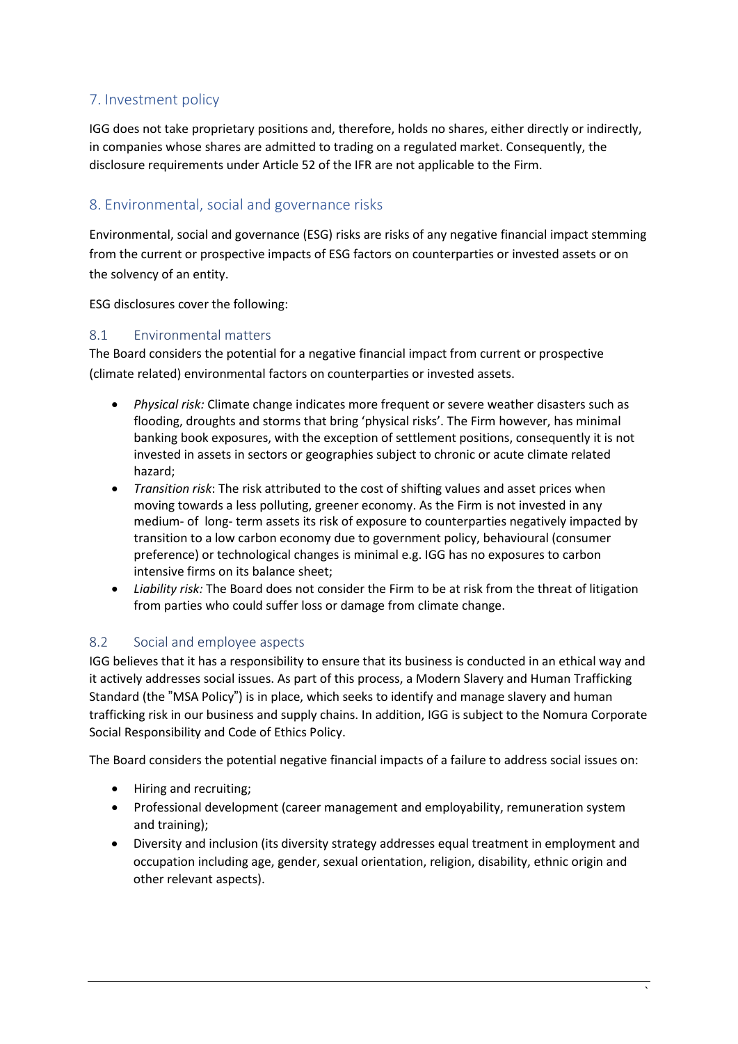## 7. Investment policy

IGG does not take proprietary positions and, therefore, holds no shares, either directly or indirectly, in companies whose shares are admitted to trading on a regulated market. Consequently, the disclosure requirements under Article 52 of the IFR are not applicable to the Firm.

## 8. Environmental, social and governance risks

Environmental, social and governance (ESG) risks are risks of any negative financial impact stemming from the current or prospective impacts of ESG factors on counterparties or invested assets or on the solvency of an entity.

ESG disclosures cover the following:

### 8.1 Environmental matters

The Board considers the potential for a negative financial impact from current or prospective (climate related) environmental factors on counterparties or invested assets.

- *Physical risk:* Climate change indicates more frequent or severe weather disasters such as flooding, droughts and storms that bring 'physical risks'. The Firm however, has minimal banking book exposures, with the exception of settlement positions, consequently it is not invested in assets in sectors or geographies subject to chronic or acute climate related hazard;
- *Transition risk*: The risk attributed to the cost of shifting values and asset prices when moving towards a less polluting, greener economy. As the Firm is not invested in any medium- of long- term assets its risk of exposure to counterparties negatively impacted by transition to a low carbon economy due to government policy, behavioural (consumer preference) or technological changes is minimal e.g. IGG has no exposures to carbon intensive firms on its balance sheet;
- *Liability risk:* The Board does not consider the Firm to be at risk from the threat of litigation from parties who could suffer loss or damage from climate change.

### 8.2 Social and employee aspects

IGG believes that it has a responsibility to ensure that its business is conducted in an ethical way and it actively addresses social issues. As part of this process, a Modern Slavery and Human Trafficking Standard (the "MSA Policy") is in place, which seeks to identify and manage slavery and human trafficking risk in our business and supply chains. In addition, IGG is subject to the Nomura Corporate Social Responsibility and Code of Ethics Policy.

The Board considers the potential negative financial impacts of a failure to address social issues on:

- Hiring and recruiting;
- Professional development (career management and employability, remuneration system and training);
- Diversity and inclusion (its diversity strategy addresses equal treatment in employment and occupation including age, gender, sexual orientation, religion, disability, ethnic origin and other relevant aspects).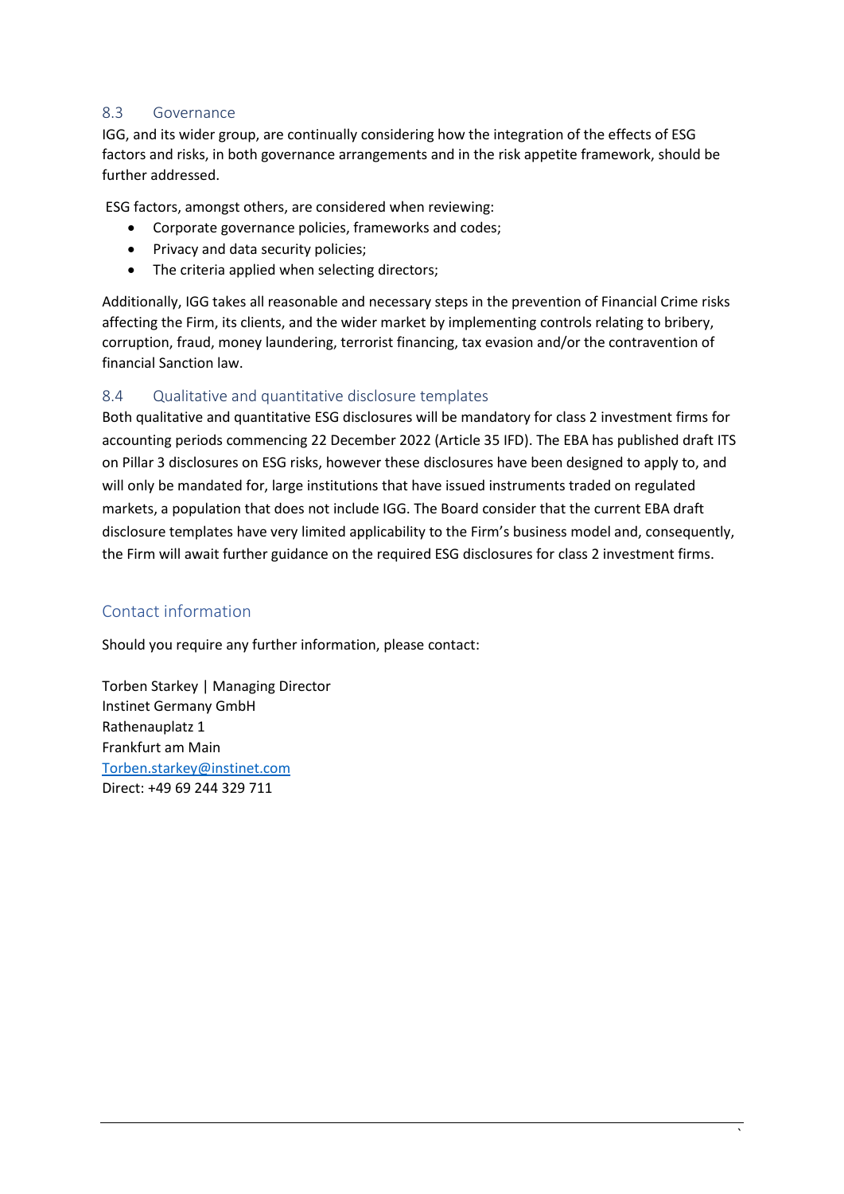## 8.3 Governance

IGG, and its wider group, are continually considering how the integration of the effects of ESG factors and risks, in both governance arrangements and in the risk appetite framework, should be further addressed.

ESG factors, amongst others, are considered when reviewing:

- Corporate governance policies, frameworks and codes;
- Privacy and data security policies;
- The criteria applied when selecting directors;

Additionally, IGG takes all reasonable and necessary steps in the prevention of Financial Crime risks affecting the Firm, its clients, and the wider market by implementing controls relating to bribery, corruption, fraud, money laundering, terrorist financing, tax evasion and/or the contravention of financial Sanction law.

## 8.4 Qualitative and quantitative disclosure templates

Both qualitative and quantitative ESG disclosures will be mandatory for class 2 investment firms for accounting periods commencing 22 December 2022 (Article 35 IFD). The EBA has published draft ITS on Pillar 3 disclosures on ESG risks, however these disclosures have been designed to apply to, and will only be mandated for, large institutions that have issued instruments traded on regulated markets, a population that does not include IGG. The Board consider that the current EBA draft disclosure templates have very limited applicability to the Firm's business model and, consequently, the Firm will await further guidance on the required ESG disclosures for class 2 investment firms.

# Contact information

Should you require any further information, please contact:

Torben Starkey | Managing Director
Instinet Germany GmbH
Rathenauplatz 1
Frankfurt am Main
Torben.starkey@instinet.com
Direct: +49 69 244 329 711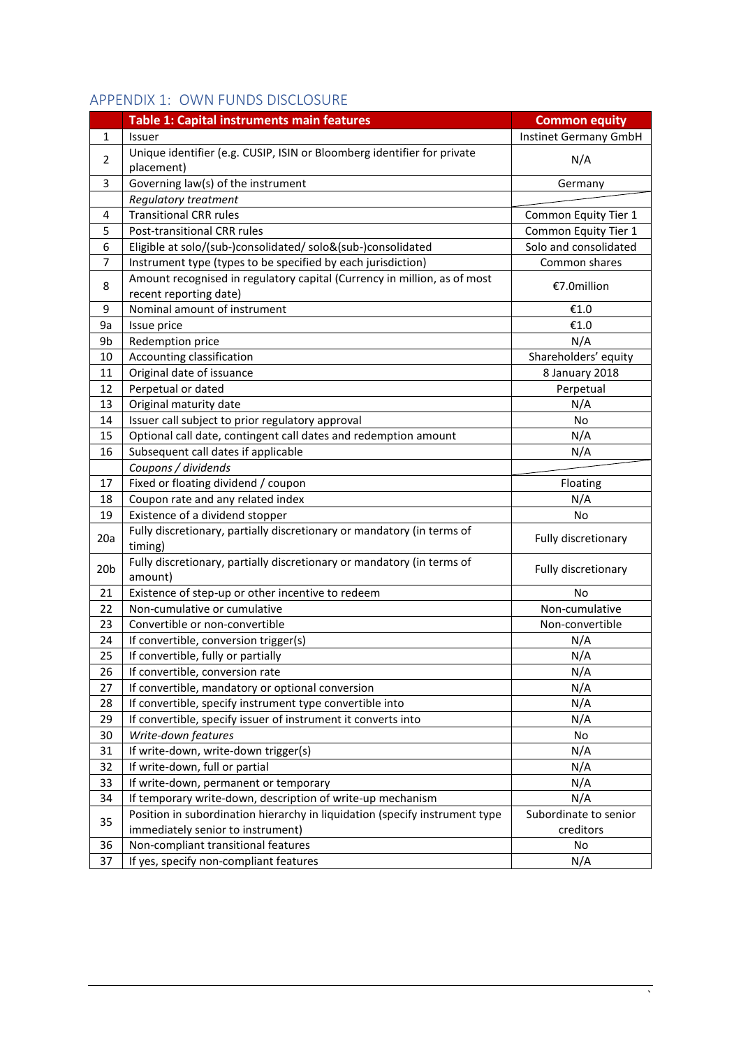## APPENDIX 1: OWN FUNDS DISCLOSURE

| | Table 1: Capital instruments main features | Common equity |
|---|---|---|
| 1 | Issuer | Instinet Germany GmbH |
| 2 | Unique identifier (e.g. CUSIP, ISIN or Bloomberg identifier for private placement) | N/A |
| 3 | Governing law(s) of the instrument | Germany |
| | *Regulatory treatment* | |
| 4 | Transitional CRR rules | Common Equity Tier 1 |
| 5 | Post-transitional CRR rules | Common Equity Tier 1 |
| 6 | Eligible at solo/(sub-)consolidated/ solo&(sub-)consolidated | Solo and consolidated |
| 7 | Instrument type (types to be specified by each jurisdiction) | Common shares |
| 8 | Amount recognised in regulatory capital (Currency in million, as of most recent reporting date) | €7.0million |
| 9 | Nominal amount of instrument | €1.0 |
| 9a | Issue price | €1.0 |
| 9b | Redemption price | N/A |
| 10 | Accounting classification | Shareholders' equity |
| 11 | Original date of issuance | 8 January 2018 |
| 12 | Perpetual or dated | Perpetual |
| 13 | Original maturity date | N/A |
| 14 | Issuer call subject to prior regulatory approval | No |
| 15 | Optional call date, contingent call dates and redemption amount | N/A |
| 16 | Subsequent call dates if applicable | N/A |
| | *Coupons / dividends* | |
| 17 | Fixed or floating dividend / coupon | Floating |
| 18 | Coupon rate and any related index | N/A |
| 19 | Existence of a dividend stopper | No |
| 20a | Fully discretionary, partially discretionary or mandatory (in terms of timing) | Fully discretionary |
| 20b | Fully discretionary, partially discretionary or mandatory (in terms of amount) | Fully discretionary |
| 21 | Existence of step-up or other incentive to redeem | No |
| 22 | Non-cumulative or cumulative | Non-cumulative |
| 23 | Convertible or non-convertible | Non-convertible |
| 24 | If convertible, conversion trigger(s) | N/A |
| 25 | If convertible, fully or partially | N/A |
| 26 | If convertible, conversion rate | N/A |
| 27 | If convertible, mandatory or optional conversion | N/A |
| 28 | If convertible, specify instrument type convertible into | N/A |
| 29 | If convertible, specify issuer of instrument it converts into | N/A |
| 30 | *Write-down features* | No |
| 31 | If write-down, write-down trigger(s) | N/A |
| 32 | If write-down, full or partial | N/A |
| 33 | If write-down, permanent or temporary | N/A |
| 34 | If temporary write-down, description of write-up mechanism | N/A |
| 35 | Position in subordination hierarchy in liquidation (specify instrument type immediately senior to instrument) | Subordinate to senior creditors |
| 36 | Non-compliant transitional features | No |
| 37 | If yes, specify non-compliant features | N/A |